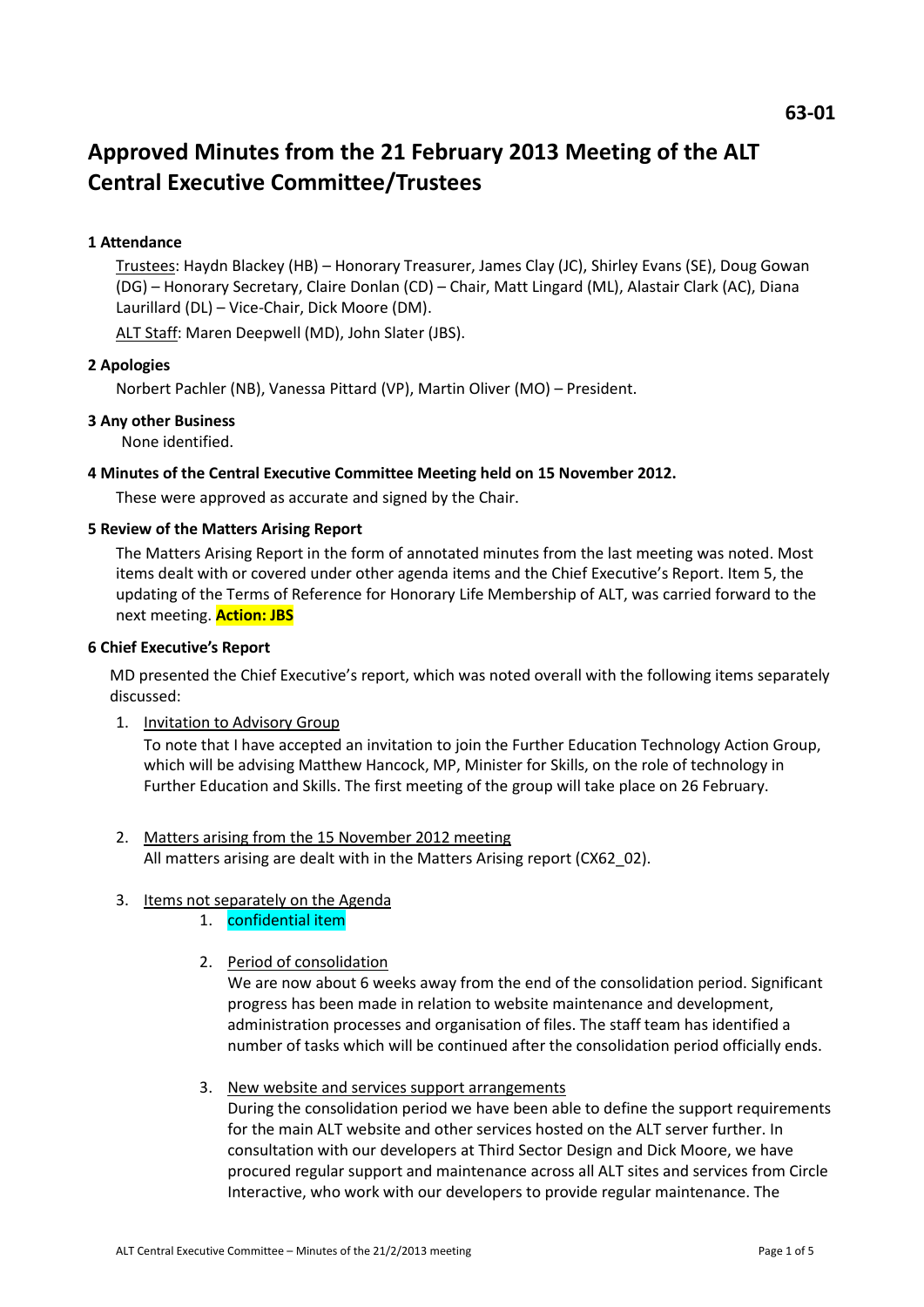**63-01**

# Approved Minutes from the 21 February 2013 Meeting of the ALT Central Executive Committee/Trustees

### 1 Attendance

Trustees: Haydn Blackey (HB) – Honorary Treasurer, James Clay (JC), Shirley Evans (SE), Doug Gowan (DG) – Honorary Secretary, Claire Donlan (CD) – Chair, Matt Lingard (ML), Alastair Clark (AC), Diana Laurillard (DL) – Vice-Chair, Dick Moore (DM).

ALT Staff: Maren Deepwell (MD), John Slater (JBS).

### 2 Apologies

Norbert Pachler (NB), Vanessa Pittard (VP), Martin Oliver (MO) – President.

### 3 Any other Business

None identified.

### 4 Minutes of the Central Executive Committee Meeting held on 15 November 2012.

These were approved as accurate and signed by the Chair.

### 5 Review of the Matters Arising Report

The Matters Arising Report in the form of annotated minutes from the last meeting was noted. Most items dealt with or covered under other agenda items and the Chief Executive's Report. Item 5, the updating of the Terms of Reference for Honorary Life Membership of ALT, was carried forward to the next meeting. **Action: JBS**

### 6 Chief Executive's Report

MD presented the Chief Executive's report, which was noted overall with the following items separately discussed:

1. Invitation to Advisory Group

   To note that I have accepted an invitation to join the Further Education Technology Action Group, which will be advising Matthew Hancock, MP, Minister for Skills, on the role of technology in Further Education and Skills. The first meeting of the group will take place on 26 February.

2. Matters arising from the 15 November 2012 meeting

   All matters arising are dealt with in the Matters Arising report (CX62_02).

3. Items not separately on the Agenda

   1. confidential item

   2. Period of consolidation

      We are now about 6 weeks away from the end of the consolidation period. Significant progress has been made in relation to website maintenance and development, administration processes and organisation of files. The staff team has identified a number of tasks which will be continued after the consolidation period officially ends.

   3. New website and services support arrangements

      During the consolidation period we have been able to define the support requirements for the main ALT website and other services hosted on the ALT server further. In consultation with our developers at Third Sector Design and Dick Moore, we have procured regular support and maintenance across all ALT sites and services from Circle Interactive, who work with our developers to provide regular maintenance. The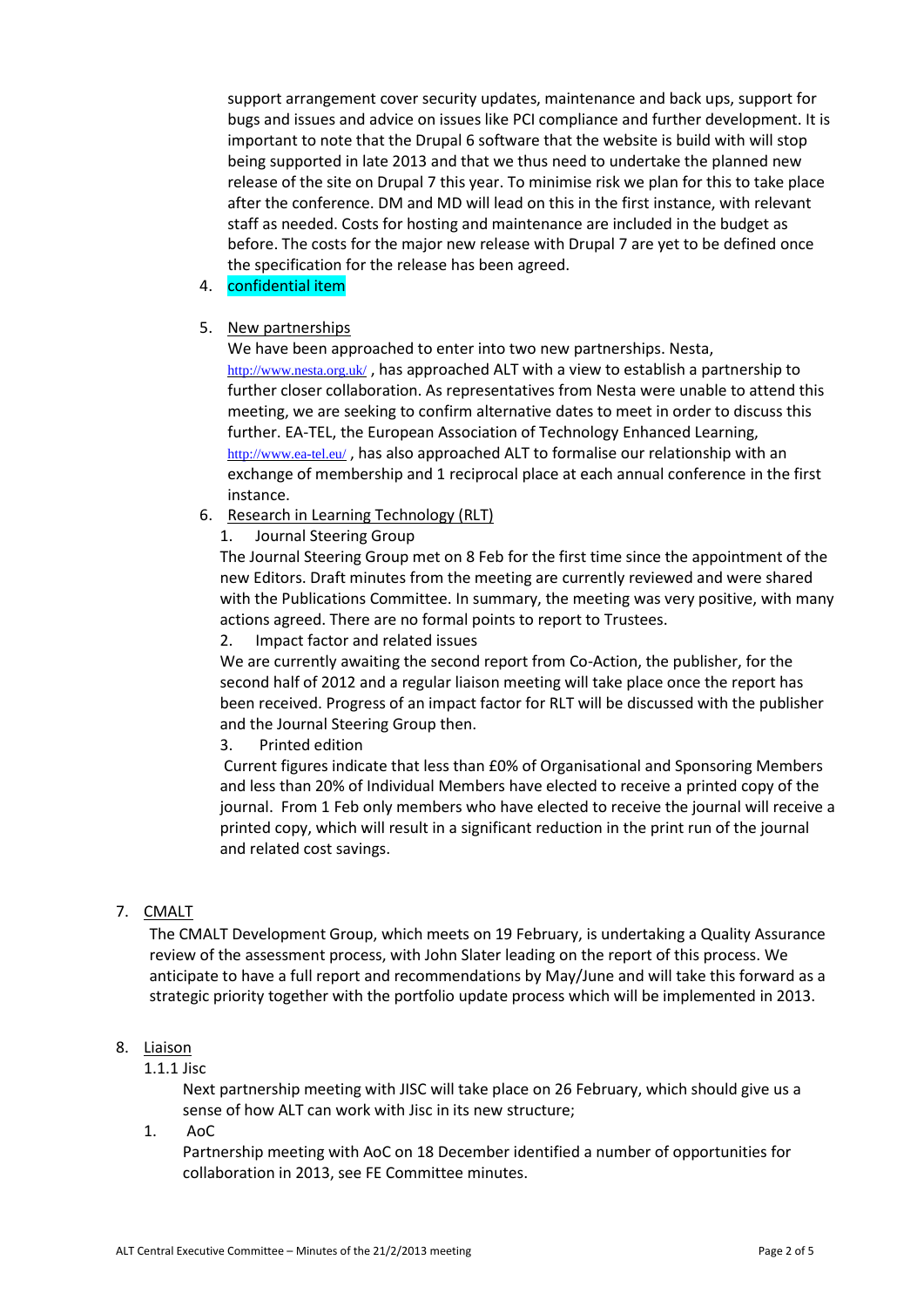support arrangement cover security updates, maintenance and back ups, support for bugs and issues and advice on issues like PCI compliance and further development. It is important to note that the Drupal 6 software that the website is build with will stop being supported in late 2013 and that we thus need to undertake the planned new release of the site on Drupal 7 this year. To minimise risk we plan for this to take place after the conference. DM and MD will lead on this in the first instance, with relevant staff as needed. Costs for hosting and maintenance are included in the budget as before. The costs for the major new release with Drupal 7 are yet to be defined once the specification for the release has been agreed.

4. confidential item

5. New partnerships

   We have been approached to enter into two new partnerships. Nesta, http://www.nesta.org.uk/ , has approached ALT with a view to establish a partnership to further closer collaboration. As representatives from Nesta were unable to attend this meeting, we are seeking to confirm alternative dates to meet in order to discuss this further. EA-TEL, the European Association of Technology Enhanced Learning, http://www.ea-tel.eu/ , has also approached ALT to formalise our relationship with an exchange of membership and 1 reciprocal place at each annual conference in the first instance.

6. Research in Learning Technology (RLT)

   1. Journal Steering Group

   The Journal Steering Group met on 8 Feb for the first time since the appointment of the new Editors. Draft minutes from the meeting are currently reviewed and were shared with the Publications Committee. In summary, the meeting was very positive, with many actions agreed. There are no formal points to report to Trustees.

   2. Impact factor and related issues

   We are currently awaiting the second report from Co-Action, the publisher, for the second half of 2012 and a regular liaison meeting will take place once the report has been received. Progress of an impact factor for RLT will be discussed with the publisher and the Journal Steering Group then.

   3. Printed edition

   Current figures indicate that less than £0% of Organisational and Sponsoring Members and less than 20% of Individual Members have elected to receive a printed copy of the journal. From 1 Feb only members who have elected to receive the journal will receive a printed copy, which will result in a significant reduction in the print run of the journal and related cost savings.

7. CMALT

   The CMALT Development Group, which meets on 19 February, is undertaking a Quality Assurance review of the assessment process, with John Slater leading on the report of this process. We anticipate to have a full report and recommendations by May/June and will take this forward as a strategic priority together with the portfolio update process which will be implemented in 2013.

8. Liaison

   1.1.1 Jisc

   Next partnership meeting with JISC will take place on 26 February, which should give us a sense of how ALT can work with Jisc in its new structure;

   1. AoC

   Partnership meeting with AoC on 18 December identified a number of opportunities for collaboration in 2013, see FE Committee minutes.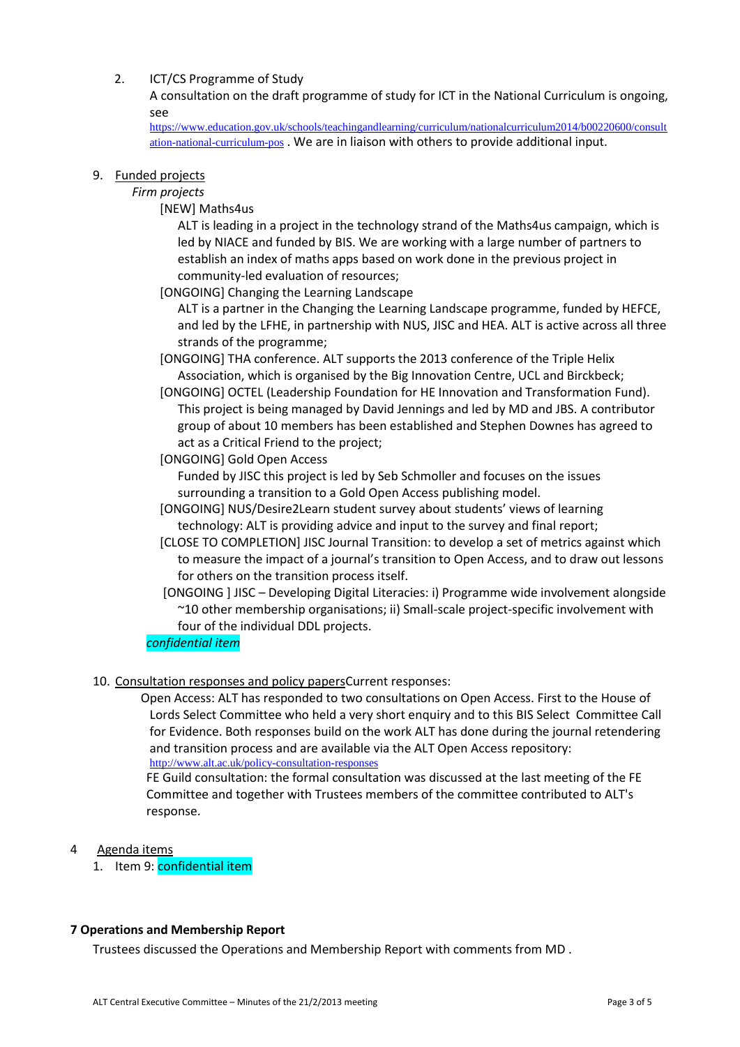2. ICT/CS Programme of Study
   A consultation on the draft programme of study for ICT in the National Curriculum is ongoing, see https://www.education.gov.uk/schools/teachingandlearning/curriculum/nationalcurriculum2014/b00220600/consultation-national-curriculum-pos . We are in liaison with others to provide additional input.

9. Funded projects

   *Firm projects*

   [NEW] Maths4us
   ALT is leading in a project in the technology strand of the Maths4us campaign, which is led by NIACE and funded by BIS. We are working with a large number of partners to establish an index of maths apps based on work done in the previous project in community-led evaluation of resources;

   [ONGOING] Changing the Learning Landscape
   ALT is a partner in the Changing the Learning Landscape programme, funded by HEFCE, and led by the LFHE, in partnership with NUS, JISC and HEA. ALT is active across all three strands of the programme;

   [ONGOING] THA conference. ALT supports the 2013 conference of the Triple Helix Association, which is organised by the Big Innovation Centre, UCL and Birckbeck;

   [ONGOING] OCTEL (Leadership Foundation for HE Innovation and Transformation Fund). This project is being managed by David Jennings and led by MD and JBS. A contributor group of about 10 members has been established and Stephen Downes has agreed to act as a Critical Friend to the project;

   [ONGOING] Gold Open Access
   Funded by JISC this project is led by Seb Schmoller and focuses on the issues surrounding a transition to a Gold Open Access publishing model.

   [ONGOING] NUS/Desire2Learn student survey about students' views of learning technology: ALT is providing advice and input to the survey and final report;

   [CLOSE TO COMPLETION] JISC Journal Transition: to develop a set of metrics against which to measure the impact of a journal's transition to Open Access, and to draw out lessons for others on the transition process itself.

   [ONGOING ] JISC – Developing Digital Literacies: i) Programme wide involvement alongside ~10 other membership organisations; ii) Small-scale project-specific involvement with four of the individual DDL projects.

   *confidential item*

10. Consultation responses and policy papersCurrent responses:

    Open Access: ALT has responded to two consultations on Open Access. First to the House of Lords Select Committee who held a very short enquiry and to this BIS Select Committee Call for Evidence. Both responses build on the work ALT has done during the journal retendering and transition process and are available via the ALT Open Access repository: http://www.alt.ac.uk/policy-consultation-responses

    FE Guild consultation: the formal consultation was discussed at the last meeting of the FE Committee and together with Trustees members of the committee contributed to ALT's response.

4 Agenda items

1. Item 9: confidential item

**7 Operations and Membership Report**

Trustees discussed the Operations and Membership Report with comments from MD .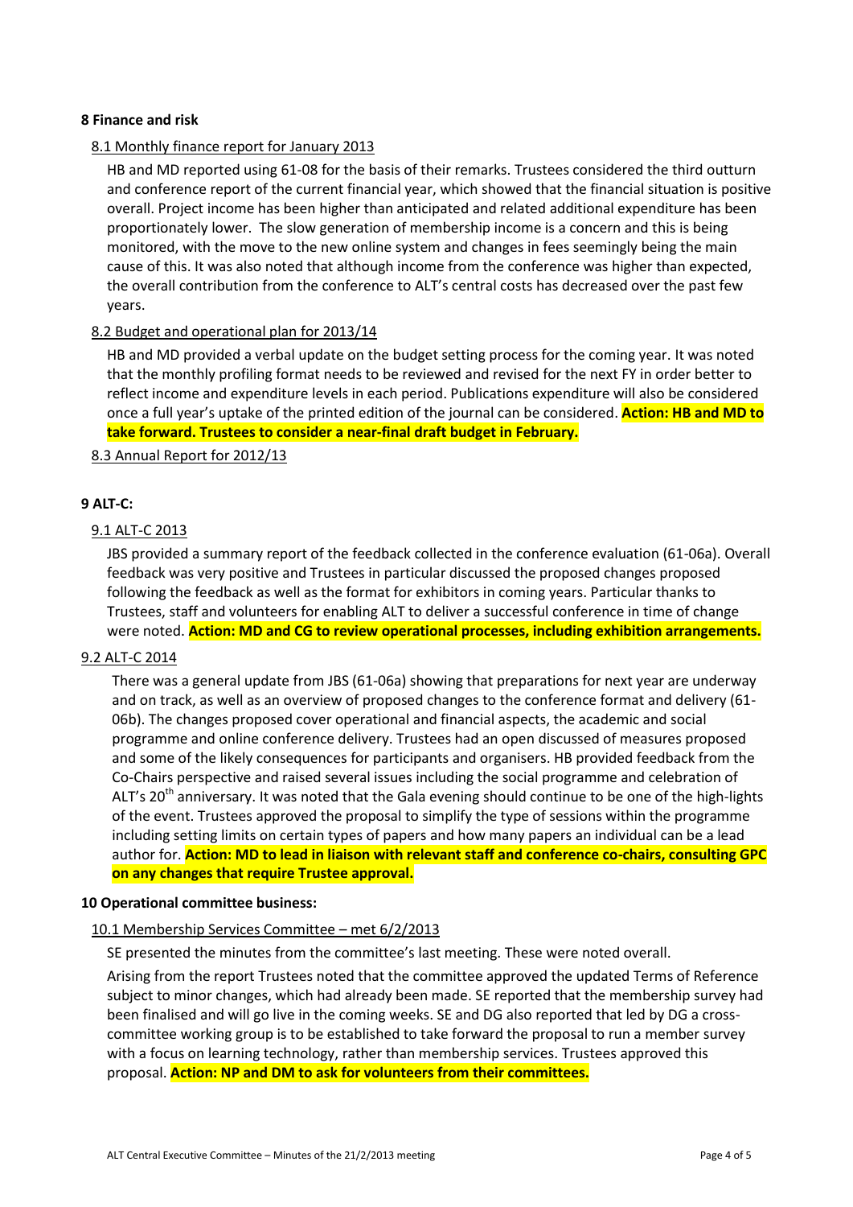**8 Finance and risk**

8.1 Monthly finance report for January 2013

HB and MD reported using 61-08 for the basis of their remarks. Trustees considered the third outturn and conference report of the current financial year, which showed that the financial situation is positive overall. Project income has been higher than anticipated and related additional expenditure has been proportionately lower. The slow generation of membership income is a concern and this is being monitored, with the move to the new online system and changes in fees seemingly being the main cause of this. It was also noted that although income from the conference was higher than expected, the overall contribution from the conference to ALT's central costs has decreased over the past few years.

8.2 Budget and operational plan for 2013/14

HB and MD provided a verbal update on the budget setting process for the coming year. It was noted that the monthly profiling format needs to be reviewed and revised for the next FY in order better to reflect income and expenditure levels in each period. Publications expenditure will also be considered once a full year's uptake of the printed edition of the journal can be considered. **Action: HB and MD to take forward. Trustees to consider a near-final draft budget in February.**

8.3 Annual Report for 2012/13

**9 ALT-C:**

9.1 ALT-C 2013

JBS provided a summary report of the feedback collected in the conference evaluation (61-06a). Overall feedback was very positive and Trustees in particular discussed the proposed changes proposed following the feedback as well as the format for exhibitors in coming years. Particular thanks to Trustees, staff and volunteers for enabling ALT to deliver a successful conference in time of change were noted. **Action: MD and CG to review operational processes, including exhibition arrangements.**

9.2 ALT-C 2014

There was a general update from JBS (61-06a) showing that preparations for next year are underway and on track, as well as an overview of proposed changes to the conference format and delivery (61-06b). The changes proposed cover operational and financial aspects, the academic and social programme and online conference delivery. Trustees had an open discussed of measures proposed and some of the likely consequences for participants and organisers. HB provided feedback from the Co-Chairs perspective and raised several issues including the social programme and celebration of ALT's 20th anniversary. It was noted that the Gala evening should continue to be one of the high-lights of the event. Trustees approved the proposal to simplify the type of sessions within the programme including setting limits on certain types of papers and how many papers an individual can be a lead author for. **Action: MD to lead in liaison with relevant staff and conference co-chairs, consulting GPC on any changes that require Trustee approval.**

**10 Operational committee business:**

10.1 Membership Services Committee – met 6/2/2013

SE presented the minutes from the committee's last meeting. These were noted overall.

Arising from the report Trustees noted that the committee approved the updated Terms of Reference subject to minor changes, which had already been made. SE reported that the membership survey had been finalised and will go live in the coming weeks. SE and DG also reported that led by DG a cross-committee working group is to be established to take forward the proposal to run a member survey with a focus on learning technology, rather than membership services. Trustees approved this proposal. **Action: NP and DM to ask for volunteers from their committees.**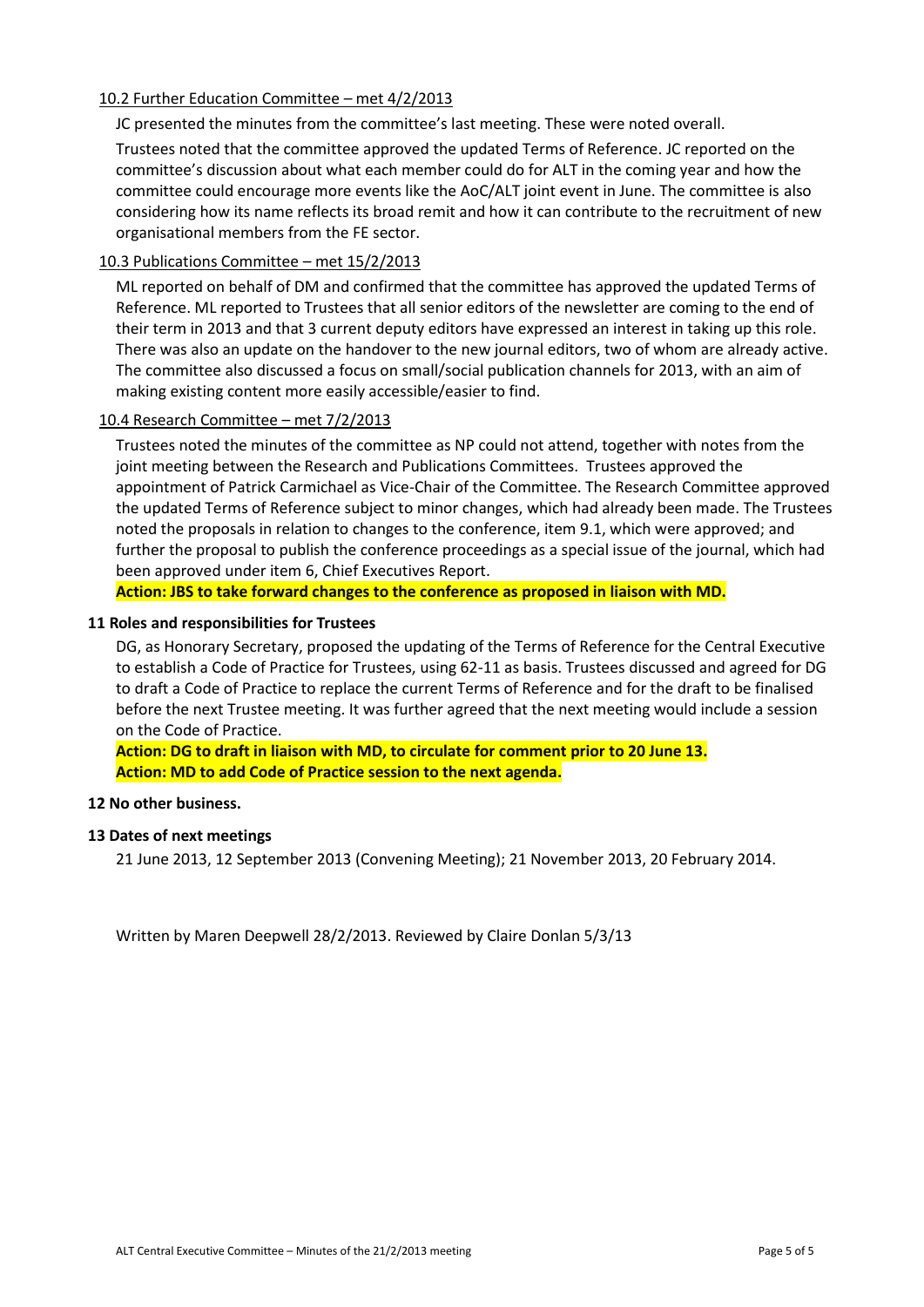10.2 Further Education Committee – met 4/2/2013

JC presented the minutes from the committee's last meeting. These were noted overall.

Trustees noted that the committee approved the updated Terms of Reference. JC reported on the committee's discussion about what each member could do for ALT in the coming year and how the committee could encourage more events like the AoC/ALT joint event in June. The committee is also considering how its name reflects its broad remit and how it can contribute to the recruitment of new organisational members from the FE sector.

10.3 Publications Committee – met 15/2/2013

ML reported on behalf of DM and confirmed that the committee has approved the updated Terms of Reference. ML reported to Trustees that all senior editors of the newsletter are coming to the end of their term in 2013 and that 3 current deputy editors have expressed an interest in taking up this role. There was also an update on the handover to the new journal editors, two of whom are already active. The committee also discussed a focus on small/social publication channels for 2013, with an aim of making existing content more easily accessible/easier to find.

10.4 Research Committee – met 7/2/2013

Trustees noted the minutes of the committee as NP could not attend, together with notes from the joint meeting between the Research and Publications Committees. Trustees approved the appointment of Patrick Carmichael as Vice-Chair of the Committee. The Research Committee approved the updated Terms of Reference subject to minor changes, which had already been made. The Trustees noted the proposals in relation to changes to the conference, item 9.1, which were approved; and further the proposal to publish the conference proceedings as a special issue of the journal, which had been approved under item 6, Chief Executives Report.

**Action: JBS to take forward changes to the conference as proposed in liaison with MD.**

**11 Roles and responsibilities for Trustees**

DG, as Honorary Secretary, proposed the updating of the Terms of Reference for the Central Executive to establish a Code of Practice for Trustees, using 62-11 as basis. Trustees discussed and agreed for DG to draft a Code of Practice to replace the current Terms of Reference and for the draft to be finalised before the next Trustee meeting. It was further agreed that the next meeting would include a session on the Code of Practice.

**Action: DG to draft in liaison with MD, to circulate for comment prior to 20 June 13.**
**Action: MD to add Code of Practice session to the next agenda.**

**12 No other business.**

**13 Dates of next meetings**

21 June 2013, 12 September 2013 (Convening Meeting); 21 November 2013, 20 February 2014.

Written by Maren Deepwell 28/2/2013. Reviewed by Claire Donlan 5/3/13